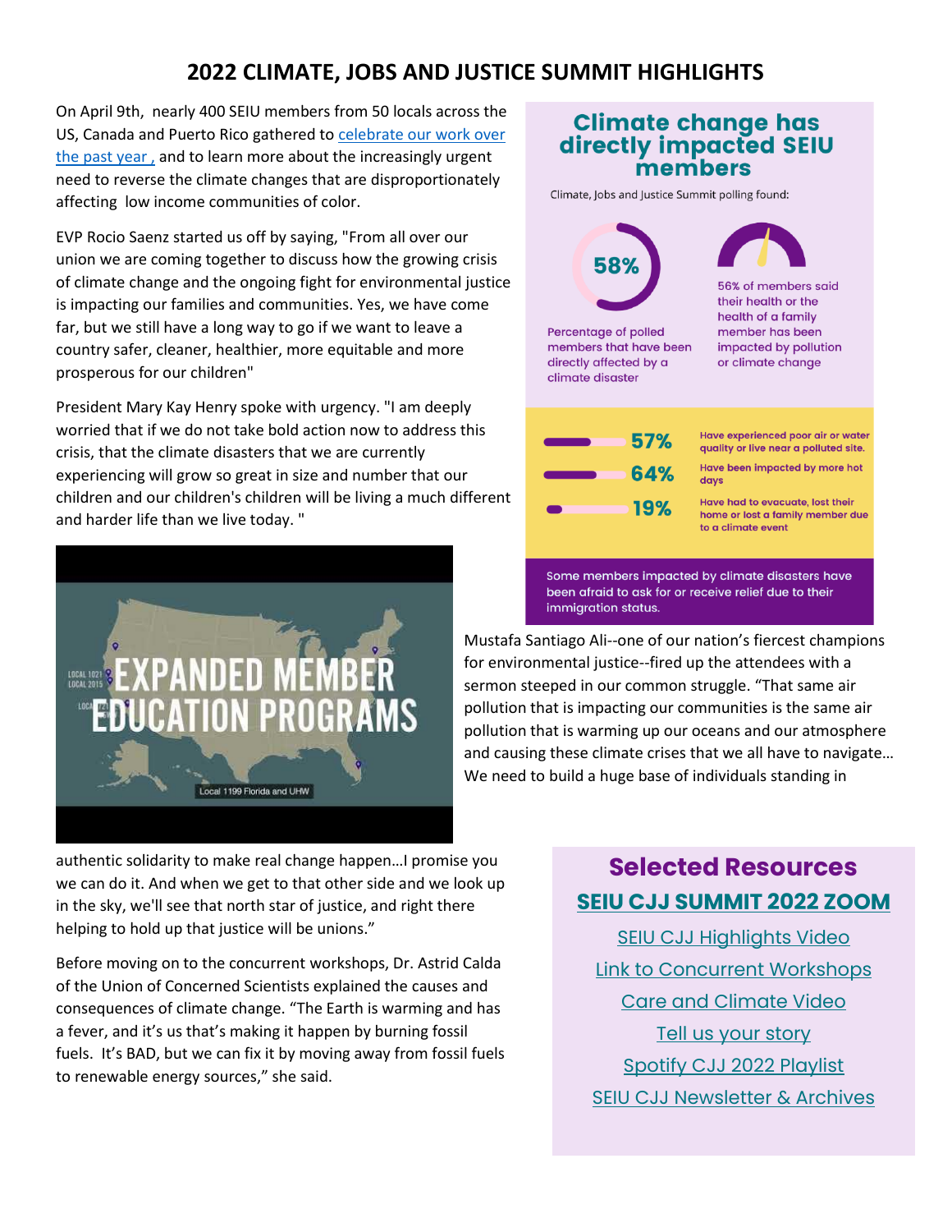# 2022 CLIMATE, JOBS AND JUSTICE SUMMIT HIGHLIGHTS

On April 9th, nearly 400 SEIU members from 50 locals across the US, Canada and Puerto Rico gathered to celebrate our work over the past year , and to learn more about the increasingly urgent need to reverse the climate changes that are disproportionately affecting low income communities of color.

EVP Rocio Saenz started us off by saying, "From all over our union we are coming together to discuss how the growing crisis of climate change and the ongoing fight for environmental justice is impacting our families and communities. Yes, we have come far, but we still have a long way to go if we want to leave a country safer, cleaner, healthier, more equitable and more prosperous for our children"

President Mary Kay Henry spoke with urgency. "I am deeply worried that if we do not take bold action now to address this crisis, that the climate disasters that we are currently experiencing will grow so great in size and number that our children and our children's children will be living a much different and harder life than we live today. "

## Climate change has directly impacted SEIU members

Climate, Jobs and Justice Summit polling found:

- **58%** Percentage of polled members that have been directly affected by a climate disaster
- 56% of members said their health or the health of a family member has been impacted by pollution or climate change
- **57%** Have experienced poor air or water quality or live near a polluted site.
- **64%** Have been impacted by more hot days
- **19%** Have had to evacuate, lost their home or lost a family member due to a climate event

Some members impacted by climate disasters have been afraid to ask for or receive relief due to their immigration status.

EXPANDED MEMBER EDUCATION PROGRAMS

Local 1199 Florida and UHW

Mustafa Santiago Ali--one of our nation's fiercest champions for environmental justice--fired up the attendees with a sermon steeped in our common struggle. "That same air pollution that is impacting our communities is the same air pollution that is warming up our oceans and our atmosphere and causing these climate crises that we all have to navigate… We need to build a huge base of individuals standing in authentic solidarity to make real change happen…I promise you we can do it. And when we get to that other side and we look up in the sky, we'll see that north star of justice, and right there helping to hold up that justice will be unions."

Before moving on to the concurrent workshops, Dr. Astrid Calda of the Union of Concerned Scientists explained the causes and consequences of climate change. "The Earth is warming and has a fever, and it's us that's making it happen by burning fossil fuels. It's BAD, but we can fix it by moving away from fossil fuels to renewable energy sources," she said.

## Selected Resources

**SEIU CJJ SUMMIT 2022 ZOOM**

- SEIU CJJ Highlights Video
- Link to Concurrent Workshops
- Care and Climate Video
- Tell us your story
- Spotify CJJ 2022 Playlist
- SEIU CJJ Newsletter & Archives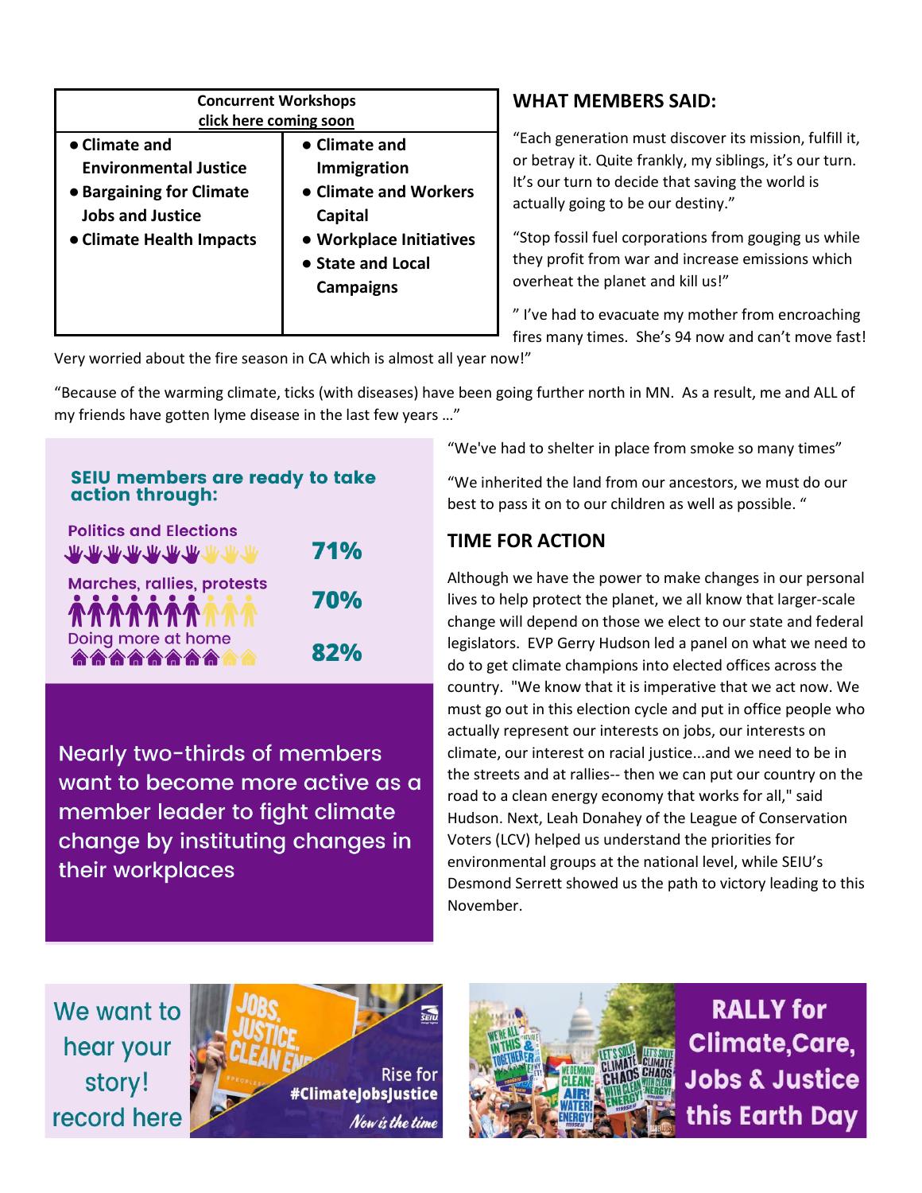| Concurrent Workshops<br>click here coming soon | |
|---|---|
| • Climate and Environmental Justice<br>• Bargaining for Climate Jobs and Justice<br>• Climate Health Impacts | • Climate and Immigration<br>• Climate and Workers Capital<br>• Workplace Initiatives<br>• State and Local Campaigns |

## WHAT MEMBERS SAID:

"Each generation must discover its mission, fulfill it, or betray it. Quite frankly, my siblings, it's our turn. It's our turn to decide that saving the world is actually going to be our destiny."

"Stop fossil fuel corporations from gouging us while they profit from war and increase emissions which overheat the planet and kill us!"

" I've had to evacuate my mother from encroaching fires many times. She's 94 now and can't move fast! Very worried about the fire season in CA which is almost all year now!"

"Because of the warming climate, ticks (with diseases) have been going further north in MN. As a result, me and ALL of my friends have gotten lyme disease in the last few years …"

"We've had to shelter in place from smoke so many times"

"We inherited the land from our ancestors, we must do our best to pass it on to our children as well as possible. "

**SEIU members are ready to take action through:**

Politics and Elections 71%

Marches, rallies, protests 70%

Doing more at home 82%

Nearly two-thirds of members want to become more active as a member leader to fight climate change by instituting changes in their workplaces

## TIME FOR ACTION

Although we have the power to make changes in our personal lives to help protect the planet, we all know that larger-scale change will depend on those we elect to our state and federal legislators. EVP Gerry Hudson led a panel on what we need to do to get climate champions into elected offices across the country. "We know that it is imperative that we act now. We must go out in this election cycle and put in office people who actually represent our interests on jobs, our interests on climate, our interest on racial justice...and we need to be in the streets and at rallies-- then we can put our country on the road to a clean energy economy that works for all," said Hudson. Next, Leah Donahey of the League of Conservation Voters (LCV) helped us understand the priorities for environmental groups at the national level, while SEIU's Desmond Serrett showed us the path to victory leading to this November.

We want to hear your story! record here

Rise for #ClimateJobsJustice Now is the time

RALLY for Climate,Care, Jobs & Justice this Earth Day